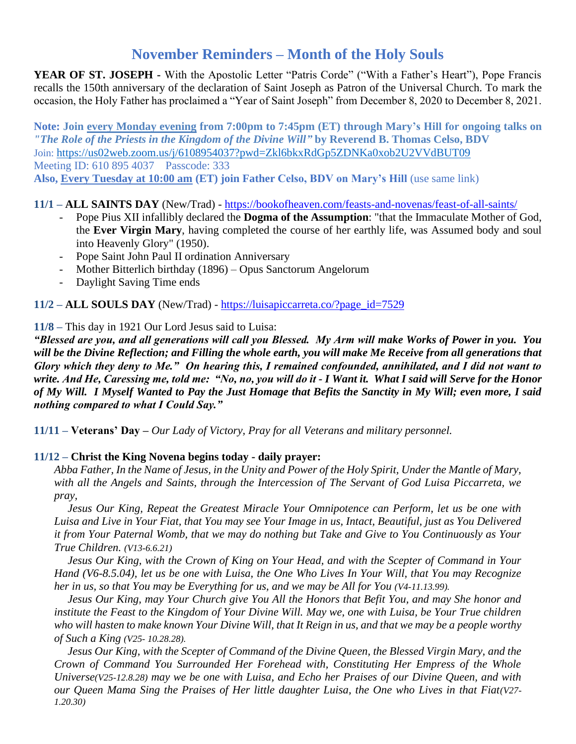# November Reminders – Month of the Holy Souls

**YEAR OF ST. JOSEPH -** With the Apostolic Letter “Patris Corde” (“With a Father’s Heart”), Pope Francis recalls the 150th anniversary of the declaration of Saint Joseph as Patron of the Universal Church. To mark the occasion, the Holy Father has proclaimed a “Year of Saint Joseph” from December 8, 2020 to December 8, 2021.

**Note: Join every Monday evening from 7:00pm to 7:45pm (ET) through Mary’s Hill for ongoing talks on *"The Role of the Priests in the Kingdom of the Divine Will"* by Reverend B. Thomas Celso, BDV**
Join: https://us02web.zoom.us/j/6108954037?pwd=Zkl6bkxRdGp5ZDNKa0xob2U2VVdBUT09
Meeting ID: 610 895 4037 Passcode: 333
**Also, Every Tuesday at 10:00 am (ET) join Father Celso, BDV on Mary’s Hill** (use same link)

**11/1 – ALL SAINTS DAY** (New/Trad) - https://bookofheaven.com/feasts-and-novenas/feast-of-all-saints/

- Pope Pius XII infallibly declared the **Dogma of the Assumption**: "that the Immaculate Mother of God, the **Ever Virgin Mary**, having completed the course of her earthly life, was Assumed body and soul into Heavenly Glory" (1950).
- Pope Saint John Paul II ordination Anniversary
- Mother Bitterlich birthday (1896) – Opus Sanctorum Angelorum
- Daylight Saving Time ends

**11/2 – ALL SOULS DAY** (New/Trad) - https://luisapiccarreta.co/?page_id=7529

**11/8 –** This day in 1921 Our Lord Jesus said to Luisa:
***“Blessed are you, and all generations will call you Blessed. My Arm will make Works of Power in you. You will be the Divine Reflection; and Filling the whole earth, you will make Me Receive from all generations that Glory which they deny to Me.” On hearing this, I remained confounded, annihilated, and I did not want to write. And He, Caressing me, told me: “No, no, you will do it - I Want it. What I said will Serve for the Honor of My Will. I Myself Wanted to Pay the Just Homage that Befits the Sanctity in My Will; even more, I said nothing compared to what I Could Say.”***

**11/11 – Veterans’ Day –** *Our Lady of Victory, Pray for all Veterans and military personnel.*

**11/12 – Christ the King Novena begins today - daily prayer:**

*Abba Father, In the Name of Jesus, in the Unity and Power of the Holy Spirit, Under the Mantle of Mary, with all the Angels and Saints, through the Intercession of The Servant of God Luisa Piccarreta, we pray,*

*Jesus Our King, Repeat the Greatest Miracle Your Omnipotence can Perform, let us be one with Luisa and Live in Your Fiat, that You may see Your Image in us, Intact, Beautiful, just as You Delivered it from Your Paternal Womb, that we may do nothing but Take and Give to You Continuously as Your True Children. (V13-6.6.21)*

*Jesus Our King, with the Crown of King on Your Head, and with the Scepter of Command in Your Hand (V6-8.5.04), let us be one with Luisa, the One Who Lives In Your Will, that You may Recognize her in us, so that You may be Everything for us, and we may be All for You (V4-11.13.99).*

*Jesus Our King, may Your Church give You All the Honors that Befit You, and may She honor and institute the Feast to the Kingdom of Your Divine Will. May we, one with Luisa, be Your True children who will hasten to make known Your Divine Will, that It Reign in us, and that we may be a people worthy of Such a King (V25- 10.28.28).*

*Jesus Our King, with the Scepter of Command of the Divine Queen, the Blessed Virgin Mary, and the Crown of Command You Surrounded Her Forehead with, Constituting Her Empress of the Whole Universe(V25-12.8.28) may we be one with Luisa, and Echo her Praises of our Divine Queen, and with our Queen Mama Sing the Praises of Her little daughter Luisa, the One who Lives in that Fiat(V27-1.20.30)*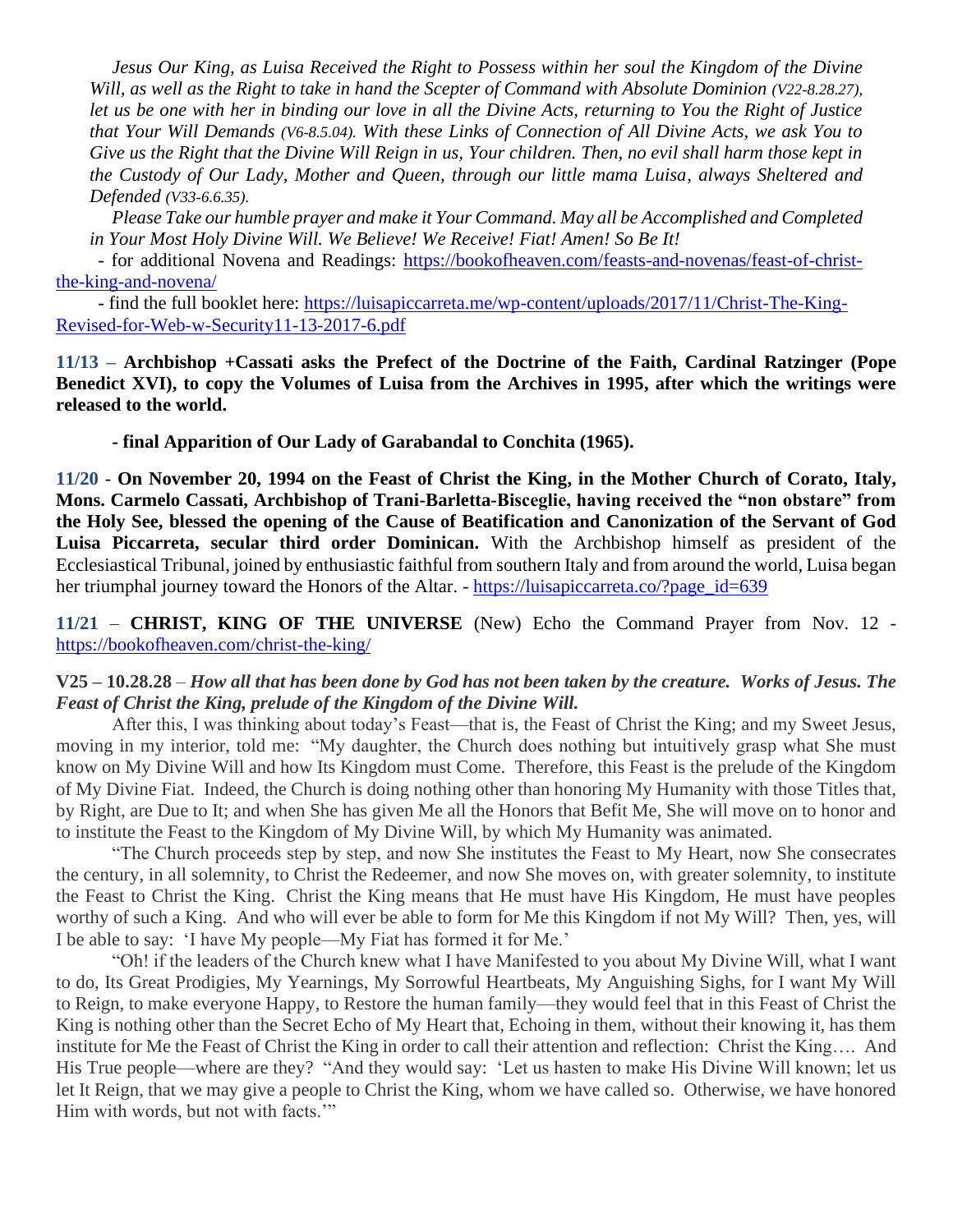*Jesus Our King, as Luisa Received the Right to Possess within her soul the Kingdom of the Divine Will, as well as the Right to take in hand the Scepter of Command with Absolute Dominion (V22-8.28.27), let us be one with her in binding our love in all the Divine Acts, returning to You the Right of Justice that Your Will Demands (V6-8.5.04). With these Links of Connection of All Divine Acts, we ask You to Give us the Right that the Divine Will Reign in us, Your children. Then, no evil shall harm those kept in the Custody of Our Lady, Mother and Queen, through our little mama Luisa, always Sheltered and Defended (V33-6.6.35).*

*Please Take our humble prayer and make it Your Command. May all be Accomplished and Completed in Your Most Holy Divine Will. We Believe! We Receive! Fiat! Amen! So Be It!*

- for additional Novena and Readings: https://bookofheaven.com/feasts-and-novenas/feast-of-christ-the-king-and-novena/
- find the full booklet here: https://luisapiccarreta.me/wp-content/uploads/2017/11/Christ-The-King-Revised-for-Web-w-Security11-13-2017-6.pdf

**11/13 – Archbishop +Cassati asks the Prefect of the Doctrine of the Faith, Cardinal Ratzinger (Pope Benedict XVI), to copy the Volumes of Luisa from the Archives in 1995, after which the writings were released to the world.**

**- final Apparition of Our Lady of Garabandal to Conchita (1965).**

**11/20 - On November 20, 1994 on the Feast of Christ the King, in the Mother Church of Corato, Italy, Mons. Carmelo Cassati, Archbishop of Trani-Barletta-Bisceglie, having received the "non obstare" from the Holy See, blessed the opening of the Cause of Beatification and Canonization of the Servant of God Luisa Piccarreta, secular third order Dominican.** With the Archbishop himself as president of the Ecclesiastical Tribunal, joined by enthusiastic faithful from southern Italy and from around the world, Luisa began her triumphal journey toward the Honors of the Altar. - https://luisapiccarreta.co/?page_id=639

**11/21 – CHRIST, KING OF THE UNIVERSE** (New) Echo the Command Prayer from Nov. 12 - https://bookofheaven.com/christ-the-king/

**V25 – 10.28.28** – ***How all that has been done by God has not been taken by the creature. Works of Jesus. The Feast of Christ the King, prelude of the Kingdom of the Divine Will.***

After this, I was thinking about today's Feast—that is, the Feast of Christ the King; and my Sweet Jesus, moving in my interior, told me: "My daughter, the Church does nothing but intuitively grasp what She must know on My Divine Will and how Its Kingdom must Come. Therefore, this Feast is the prelude of the Kingdom of My Divine Fiat. Indeed, the Church is doing nothing other than honoring My Humanity with those Titles that, by Right, are Due to It; and when She has given Me all the Honors that Befit Me, She will move on to honor and to institute the Feast to the Kingdom of My Divine Will, by which My Humanity was animated.

"The Church proceeds step by step, and now She institutes the Feast to My Heart, now She consecrates the century, in all solemnity, to Christ the Redeemer, and now She moves on, with greater solemnity, to institute the Feast to Christ the King. Christ the King means that He must have His Kingdom, He must have peoples worthy of such a King. And who will ever be able to form for Me this Kingdom if not My Will? Then, yes, will I be able to say: 'I have My people—My Fiat has formed it for Me.'

"Oh! if the leaders of the Church knew what I have Manifested to you about My Divine Will, what I want to do, Its Great Prodigies, My Yearnings, My Sorrowful Heartbeats, My Anguishing Sighs, for I want My Will to Reign, to make everyone Happy, to Restore the human family—they would feel that in this Feast of Christ the King is nothing other than the Secret Echo of My Heart that, Echoing in them, without their knowing it, has them institute for Me the Feast of Christ the King in order to call their attention and reflection: Christ the King…. And His True people—where are they? "And they would say: 'Let us hasten to make His Divine Will known; let us let It Reign, that we may give a people to Christ the King, whom we have called so. Otherwise, we have honored Him with words, but not with facts.'"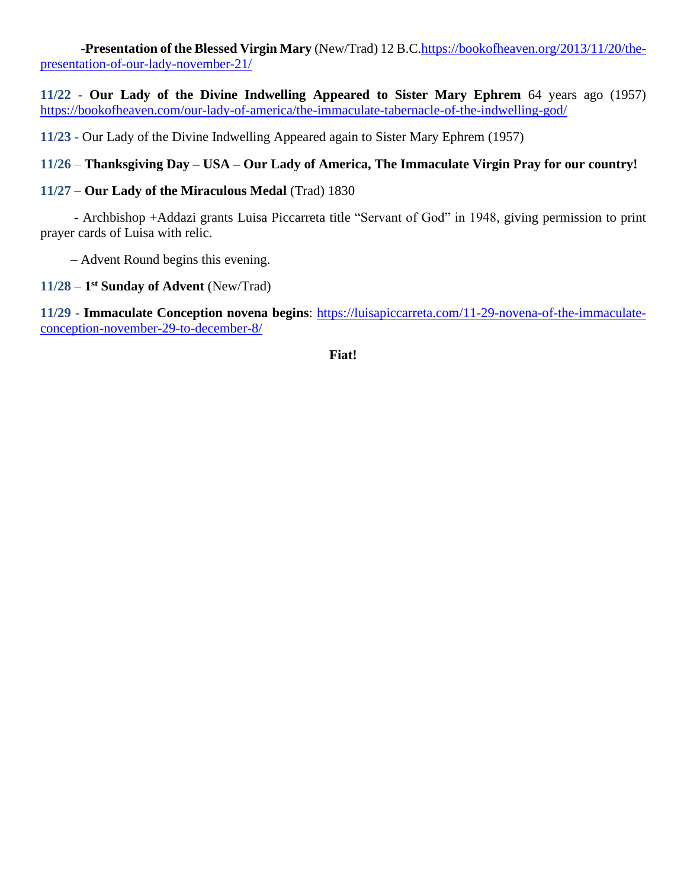-**Presentation of the Blessed Virgin Mary** (New/Trad) 12 B.C.https://bookofheaven.org/2013/11/20/the-presentation-of-our-lady-november-21/

**11/22 - Our Lady of the Divine Indwelling Appeared to Sister Mary Ephrem** 64 years ago (1957) https://bookofheaven.com/our-lady-of-america/the-immaculate-tabernacle-of-the-indwelling-god/

**11/23 -** Our Lady of the Divine Indwelling Appeared again to Sister Mary Ephrem (1957)

**11/26 – Thanksgiving Day – USA – Our Lady of America, The Immaculate Virgin Pray for our country!**

**11/27 – Our Lady of the Miraculous Medal** (Trad) 1830

- Archbishop +Addazi grants Luisa Piccarreta title "Servant of God" in 1948, giving permission to print prayer cards of Luisa with relic.

– Advent Round begins this evening.

**11/28 – 1st Sunday of Advent** (New/Trad)

**11/29 - Immaculate Conception novena begins**: https://luisapiccarreta.com/11-29-novena-of-the-immaculate-conception-november-29-to-december-8/

**Fiat!**